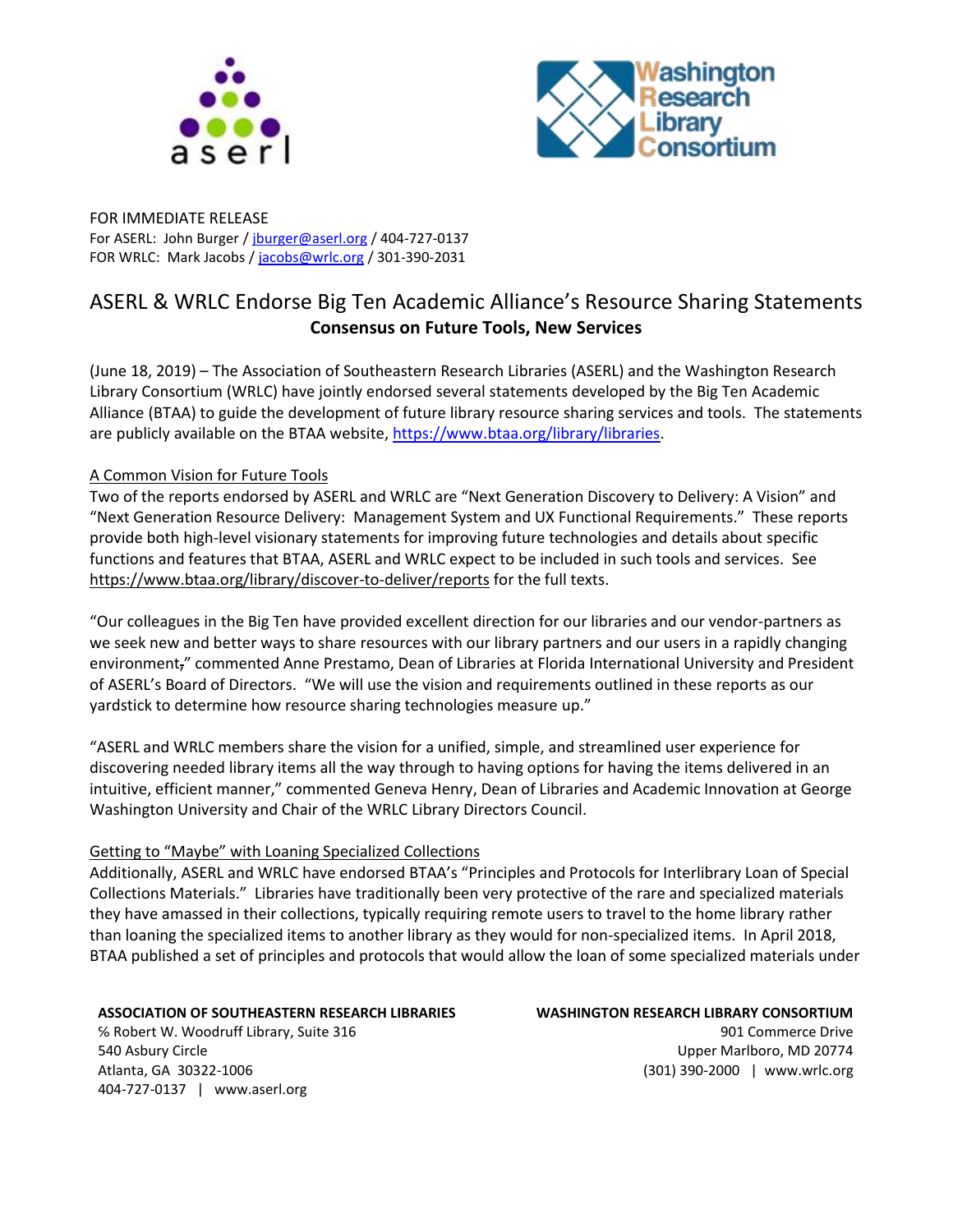aserl

Washington Research Library Consortium

FOR IMMEDIATE RELEASE
For ASERL: John Burger / jburger@aserl.org / 404-727-0137
FOR WRLC: Mark Jacobs / jacobs@wrlc.org / 301-390-2031

# ASERL & WRLC Endorse Big Ten Academic Alliance's Resource Sharing Statements

**Consensus on Future Tools, New Services**

(June 18, 2019) – The Association of Southeastern Research Libraries (ASERL) and the Washington Research Library Consortium (WRLC) have jointly endorsed several statements developed by the Big Ten Academic Alliance (BTAA) to guide the development of future library resource sharing services and tools. The statements are publicly available on the BTAA website, https://www.btaa.org/library/libraries.

## A Common Vision for Future Tools

Two of the reports endorsed by ASERL and WRLC are "Next Generation Discovery to Delivery: A Vision" and "Next Generation Resource Delivery: Management System and UX Functional Requirements." These reports provide both high-level visionary statements for improving future technologies and details about specific functions and features that BTAA, ASERL and WRLC expect to be included in such tools and services. See https://www.btaa.org/library/discover-to-deliver/reports for the full texts.

"Our colleagues in the Big Ten have provided excellent direction for our libraries and our vendor-partners as we seek new and better ways to share resources with our library partners and our users in a rapidly changing environment," commented Anne Prestamo, Dean of Libraries at Florida International University and President of ASERL's Board of Directors. "We will use the vision and requirements outlined in these reports as our yardstick to determine how resource sharing technologies measure up."

"ASERL and WRLC members share the vision for a unified, simple, and streamlined user experience for discovering needed library items all the way through to having options for having the items delivered in an intuitive, efficient manner," commented Geneva Henry, Dean of Libraries and Academic Innovation at George Washington University and Chair of the WRLC Library Directors Council.

## Getting to "Maybe" with Loaning Specialized Collections

Additionally, ASERL and WRLC have endorsed BTAA's "Principles and Protocols for Interlibrary Loan of Special Collections Materials." Libraries have traditionally been very protective of the rare and specialized materials they have amassed in their collections, typically requiring remote users to travel to the home library rather than loaning the specialized items to another library as they would for non-specialized items. In April 2018, BTAA published a set of principles and protocols that would allow the loan of some specialized materials under

**ASSOCIATION OF SOUTHEASTERN RESEARCH LIBRARIES**
℅ Robert W. Woodruff Library, Suite 316
540 Asbury Circle
Atlanta, GA 30322-1006
404-727-0137 | www.aserl.org

**WASHINGTON RESEARCH LIBRARY CONSORTIUM**
901 Commerce Drive
Upper Marlboro, MD 20774
(301) 390-2000 | www.wrlc.org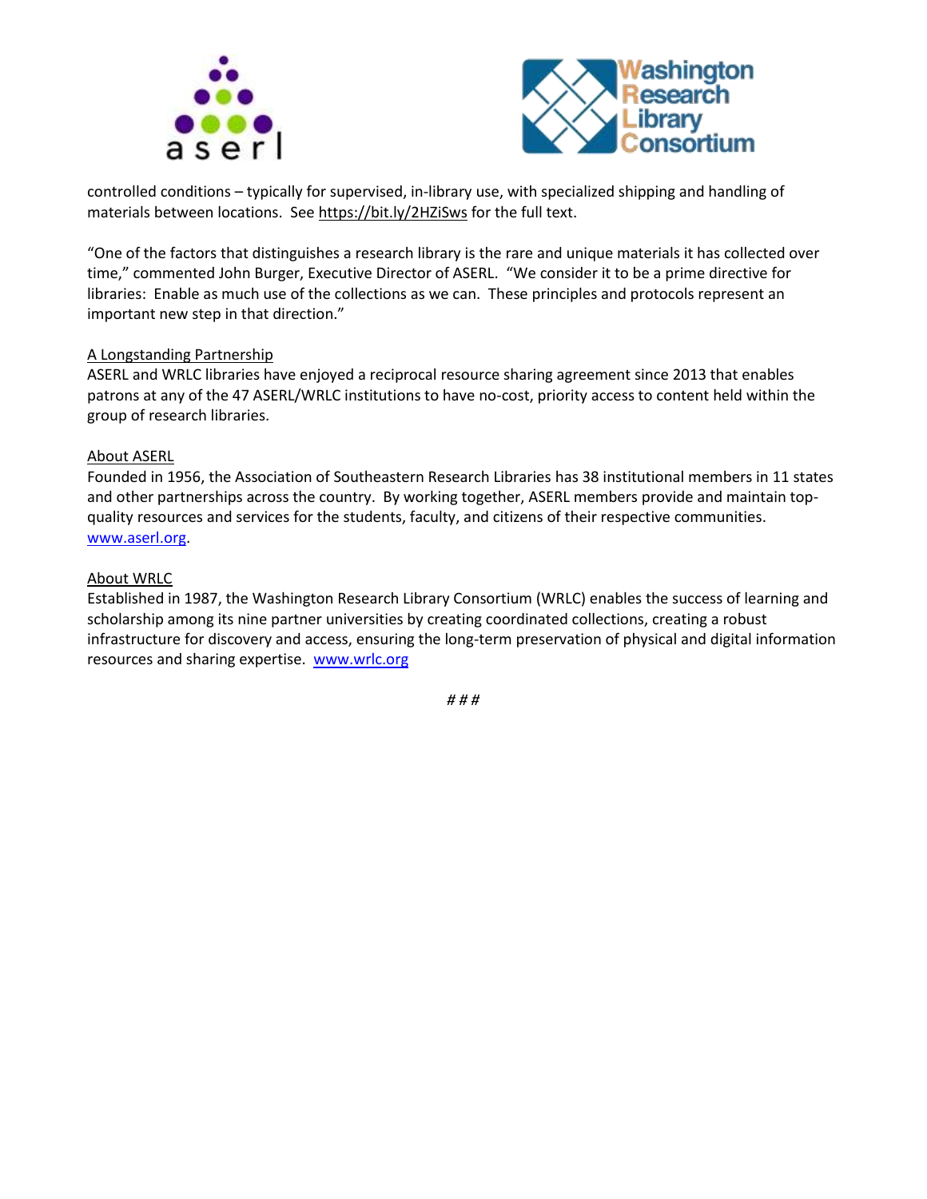controlled conditions – typically for supervised, in-library use, with specialized shipping and handling of materials between locations. See https://bit.ly/2HZiSws for the full text.

"One of the factors that distinguishes a research library is the rare and unique materials it has collected over time," commented John Burger, Executive Director of ASERL. "We consider it to be a prime directive for libraries: Enable as much use of the collections as we can. These principles and protocols represent an important new step in that direction."

A Longstanding Partnership

ASERL and WRLC libraries have enjoyed a reciprocal resource sharing agreement since 2013 that enables patrons at any of the 47 ASERL/WRLC institutions to have no-cost, priority access to content held within the group of research libraries.

About ASERL

Founded in 1956, the Association of Southeastern Research Libraries has 38 institutional members in 11 states and other partnerships across the country. By working together, ASERL members provide and maintain top-quality resources and services for the students, faculty, and citizens of their respective communities. www.aserl.org.

About WRLC

Established in 1987, the Washington Research Library Consortium (WRLC) enables the success of learning and scholarship among its nine partner universities by creating coordinated collections, creating a robust infrastructure for discovery and access, ensuring the long-term preservation of physical and digital information resources and sharing expertise. www.wrlc.org

# # #